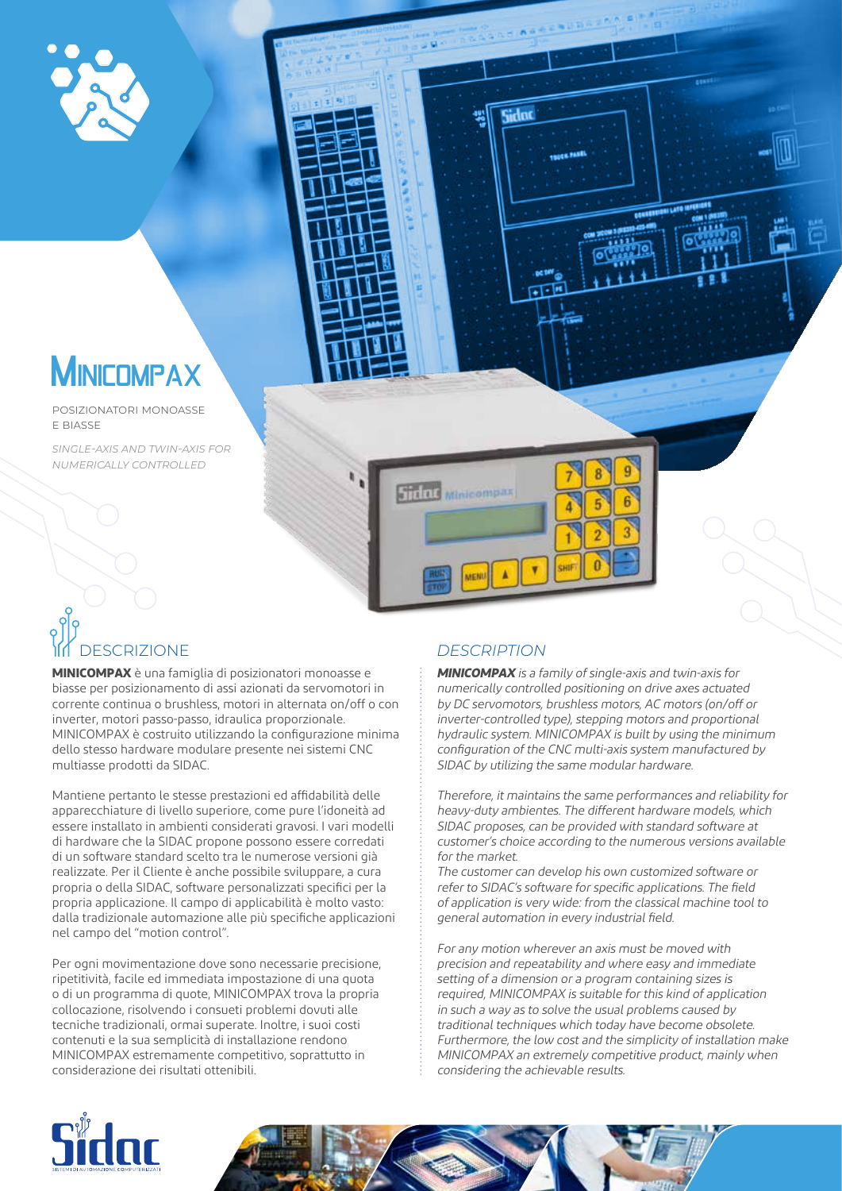# MINICOMPAX

POSIZIONATORI MONOASSE E BIASSE

*SINGLE-AXIS AND TWIN-AXIS FOR NUMERICALLY CONTROLLED*

## DESCRIZIONE

**MINICOMPAX** è una famiglia di posizionatori monoasse e biasse per posizionamento di assi azionati da servomotori in corrente continua o brushless, motori in alternata on/off o con inverter, motori passo-passo, idraulica proporzionale. MINICOMPAX è costruito utilizzando la configurazione minima dello stesso hardware modulare presente nei sistemi CNC multiasse prodotti da SIDAC.

Mantiene pertanto le stesse prestazioni ed affidabilità delle apparecchiature di livello superiore, come pure l'idoneità ad essere installato in ambienti considerati gravosi. I vari modelli di hardware che la SIDAC propone possono essere corredati di un software standard scelto tra le numerose versioni già realizzate. Per il Cliente è anche possibile sviluppare, a cura propria o della SIDAC, software personalizzati specifici per la propria applicazione. Il campo di applicabilità è molto vasto: dalla tradizionale automazione alle più specifiche applicazioni nel campo del "motion control".

Per ogni movimentazione dove sono necessarie precisione, ripetitività, facile ed immediata impostazione di una quota o di un programma di quote, MINICOMPAX trova la propria collocazione, risolvendo i consueti problemi dovuti alle tecniche tradizionali, ormai superate. Inoltre, i suoi costi contenuti e la sua semplicità di installazione rendono MINICOMPAX estremamente competitivo, soprattutto in considerazione dei risultati ottenibili.

## *DESCRIPTION*

***MINICOMPAX*** *is a family of single-axis and twin-axis for numerically controlled positioning on drive axes actuated by DC servomotors, brushless motors, AC motors (on/off or inverter-controlled type), stepping motors and proportional hydraulic system. MINICOMPAX is built by using the minimum configuration of the CNC multi-axis system manufactured by SIDAC by utilizing the same modular hardware.*

*Therefore, it maintains the same performances and reliability for heavy-duty ambientes. The different hardware models, which SIDAC proposes, can be provided with standard software at customer's choice according to the numerous versions available for the market.*

*The customer can develop his own customized software or refer to SIDAC's software for specific applications. The field of application is very wide: from the classical machine tool to general automation in every industrial field.*

*For any motion wherever an axis must be moved with precision and repeatability and where easy and immediate setting of a dimension or a program containing sizes is required, MINICOMPAX is suitable for this kind of application in such a way as to solve the usual problems caused by traditional techniques which today have become obsolete. Furthermore, the low cost and the simplicity of installation make MINICOMPAX an extremely competitive product, mainly when considering the achievable results.*

Sidac
SISTEMI DI AUTOMAZIONE COMPUTERIZZATI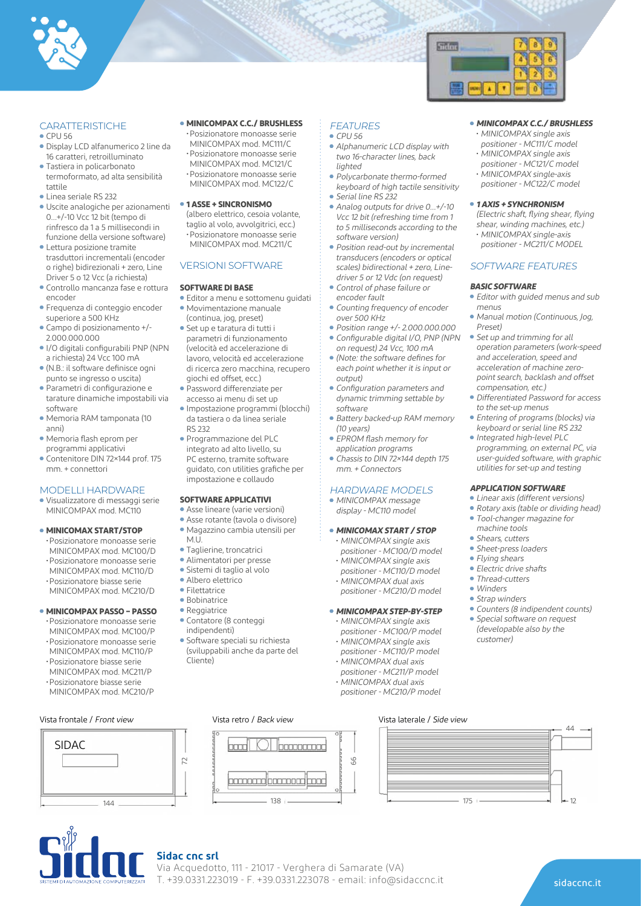## CARATTERISTICHE

- CPU 56
- Display LCD alfanumerico 2 line da 16 caratteri, retroilluminato
- Tastiera in policarbonato termoformato, ad alta sensibilità tattile
- Linea seriale RS 232
- Uscite analogiche per azionamenti 0...+/-10 Vcc 12 bit (tempo di rinfresco da 1 a 5 millisecondi in funzione della versione software)
- Lettura posizione tramite trasduttori incrementali (encoder o righe) bidirezionali + zero, Line Driver 5 o 12 Vcc (a richiesta)
- Controllo mancanza fase e rottura encoder
- Frequenza di conteggio encoder superiore a 500 KHz
- Campo di posizionamento +/- 2.000.000.000
- I/O digitali configurabili PNP (NPN a richiesta) 24 Vcc 100 mA
- (N.B.: il software definisce ogni punto se ingresso o uscita)
- Parametri di configurazione e tarature dinamiche impostabili via software
- Memoria RAM tamponata (10 anni)
- Memoria flash eprom per programmi applicativi
- Contenitore DIN 72×144 prof. 175 mm. + connettori

## MODELLI HARDWARE

- Visualizzatore di messaggi serie MINICOMPAX mod. MC110

- **MINICOMAX START/STOP**
  - Posizionatore monoasse serie MINICOMPAX mod. MC100/D
  - Posizionatore monoasse serie MINICOMPAX mod. MC110/D
  - Posizionatore biasse serie MINICOMPAX mod. MC210/D

- **MINICOMPAX PASSO – PASSO**
  - Posizionatore monoasse serie MINICOMPAX mod. MC100/P
  - Posizionatore monoasse serie MINICOMPAX mod. MC110/P
  - Posizionatore biasse serie MINICOMPAX mod. MC211/P
  - Posizionatore biasse serie MINICOMPAX mod. MC210/P

- **MINICOMPAX C.C./ BRUSHLESS**
  - Posizionatore monoasse serie MINICOMPAX mod. MC111/C
  - Posizionatore monoasse serie MINICOMPAX mod. MC121/C
  - Posizionatore monoasse serie MINICOMPAX mod. MC122/C

- **1 ASSE + SINCRONISMO**
  (albero elettrico, cesoia volante, taglio al volo, avvolgitrici, ecc.)
  - Posizionatore monoasse serie MINICOMPAX mod. MC211/C

## VERSIONI SOFTWARE

### SOFTWARE DI BASE

- Editor a menu e sottomenu guidati
- Movimentazione manuale (continua, jog, preset)
- Set up e taratura di tutti i parametri di funzionamento (velocità ed accelerazione di lavoro, velocità ed accelerazione di ricerca zero macchina, recupero giochi ed offset, ecc.)
- Password differenziate per accesso ai menu di set up
- Impostazione programmi (blocchi) da tastiera o da linea seriale RS 232
- Programmazione del PLC integrato ad alto livello, su PC esterno, tramite software guidato, con utilities grafiche per impostazione e collaudo

### SOFTWARE APPLICATIVI

- Asse lineare (varie versioni)
- Asse rotante (tavola o divisore)
- Magazzino cambia utensili per M.U.
- Taglierine, troncatrici
- Alimentatori per presse
- Sistemi di taglio al volo
- Albero elettrico
- Filettatrice
- Bobinatrice
- Reggiatrice
- Contatore (8 conteggi indipendenti)
- Software speciali su richiesta (sviluppabili anche da parte del Cliente)

## *FEATURES*

- *CPU 56*
- *Alphanumeric LCD display with two 16-character lines, back lighted*
- *Polycarbonate thermo-formed keyboard of high tactile sensitivity*
- *Serial line RS 232*
- *Analog outputs for drive 0...+/-10 Vcc 12 bit (refreshing time from 1 to 5 milliseconds according to the software version)*
- *Position read-out by incremental transducers (encoders or optical scales) bidirectional + zero, Line-driver 5 or 12 Vdc (on request)*
- *Control of phase failure or encoder fault*
- *Counting frequency of encoder over 500 KHz*
- *Position range +/- 2.000.000.000*
- *Configurable digital I/O, PNP (NPN on request) 24 Vcc, 100 mA*
- *(Note: the software defines for each point whether it is input or output)*
- *Configuration parameters and dynamic trimming settable by software*
- *Battery backed-up RAM memory (10 years)*
- *EPROM flash memory for application programs*
- *Chassis to DIN 72×144 depth 175 mm. + Connectors*

## *HARDWARE MODELS*

- *MINICOMPAX message display - MC110 model*

- ***MINICOMPAX START / STOP***
  - *MINICOMPAX single axis positioner - MC100/D model*
  - *MINICOMPAX single axis positioner - MC110/D model*
  - *MINICOMPAX dual axis positioner - MC210/D model*

- ***MINICOMPAX STEP-BY-STEP***
  - *MINICOMPAX single axis positioner - MC100/P model*
  - *MINICOMPAX single axis positioner - MC110/P model*
  - *MINICOMPAX dual axis positioner - MC211/P model*
  - *MINICOMPAX dual axis positioner - MC210/P model*

- ***MINICOMPAX C.C./ BRUSHLESS***
  - *MINICOMPAX single axis positioner - MC111/C model*
  - *MINICOMPAX single axis positioner - MC121/C model*
  - *MINICOMPAX single-axis positioner - MC122/C model*

- ***1 AXIS + SYNCHRONISM***
  *(Electric shaft, flying shear, flying shear, winding machines, etc.)*
  - *MINICOMPAX single-axis positioner - MC211/C MODEL*

## *SOFTWARE FEATURES*

### *BASIC SOFTWARE*

- *Editor with guided menus and sub menus*
- *Manual motion (Continuous, Jog, Preset)*
- *Set up and trimming for all operation parameters (work-speed and acceleration, speed and acceleration of machine zero-point search, backlash and offset compensation, etc.)*
- *Differentiated Password for access to the set-up menus*
- *Entering of programs (blocks) via keyboard or serial line RS 232*
- *Integrated high-level PLC programming, on external PC, via user-guided software, with graphic utilities for set-up and testing*

### *APPLICATION SOFTWARE*

- *Linear axis (different versions)*
- *Rotary axis (table or dividing head)*
- *Tool-changer magazine for machine tools*
- *Shears, cutters*
- *Sheet-press loaders*
- *Flying shears*
- *Electric shafts*
- *Thread-cutters*
- *Winders*
- *Strap winders*
- *Counters (8 indipendent counts)*
- *Special software on request (developable also by the customer)*

Vista frontale / *Front view*

SIDAC

72

144

Vista retro / *Back view*

66

138

Vista laterale / *Side view*

44

175

12

**Sidac cnc srl**
Via Acquedotto, 111 - 21017 - Verghera di Samarate (VA)
T. +39.0331.223019 - F. +39.0331.223078 - email: info@sidaccnc.it

sidaccnc.it